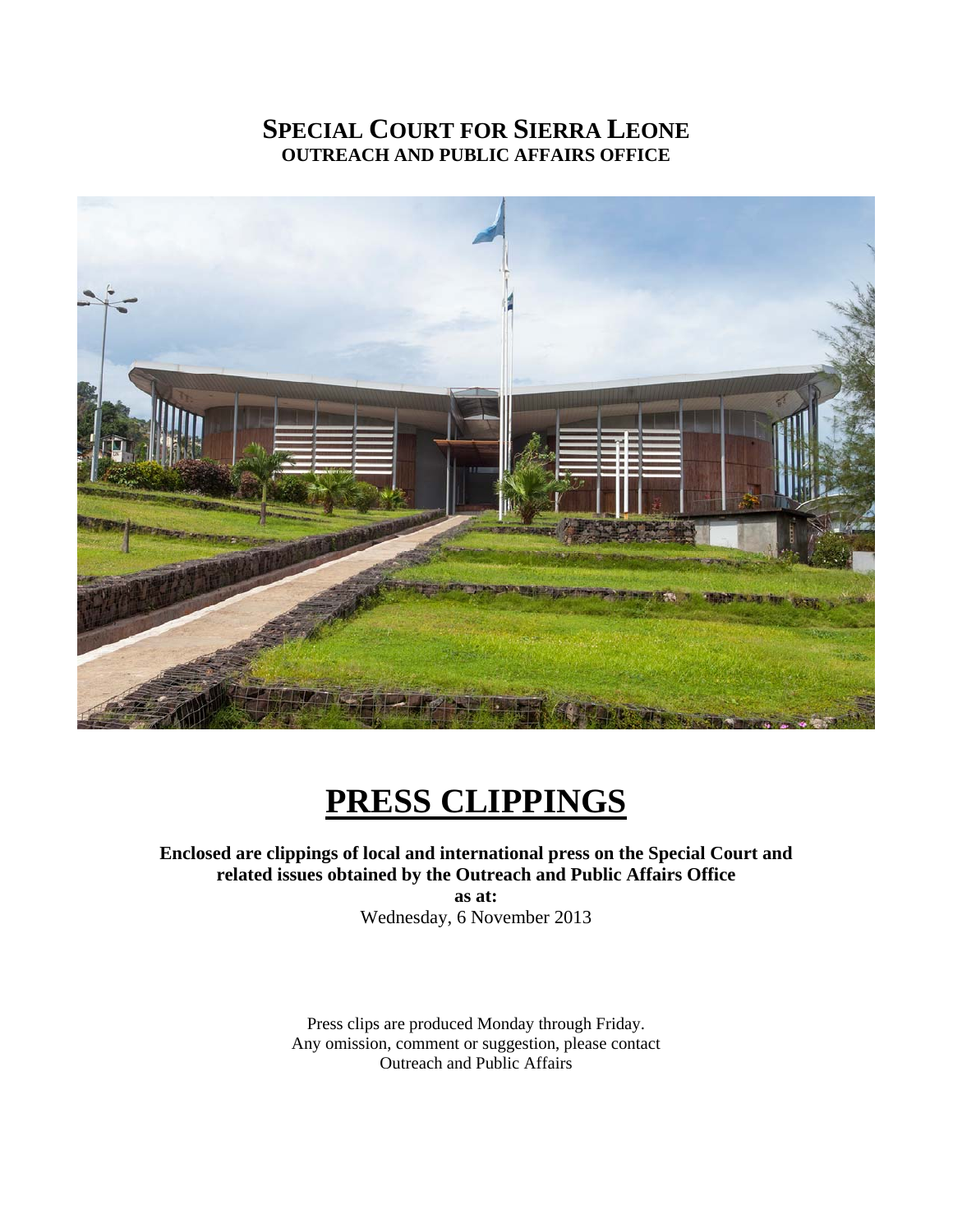# **SPECIAL COURT FOR SIERRA LEONE**
## **OUTREACH AND PUBLIC AFFAIRS OFFICE**

# **PRESS CLIPPINGS**

**Enclosed are clippings of local and international press on the Special Court and related issues obtained by the Outreach and Public Affairs Office**

**as at:**

Wednesday, 6 November 2013

Press clips are produced Monday through Friday.
Any omission, comment or suggestion, please contact
Outreach and Public Affairs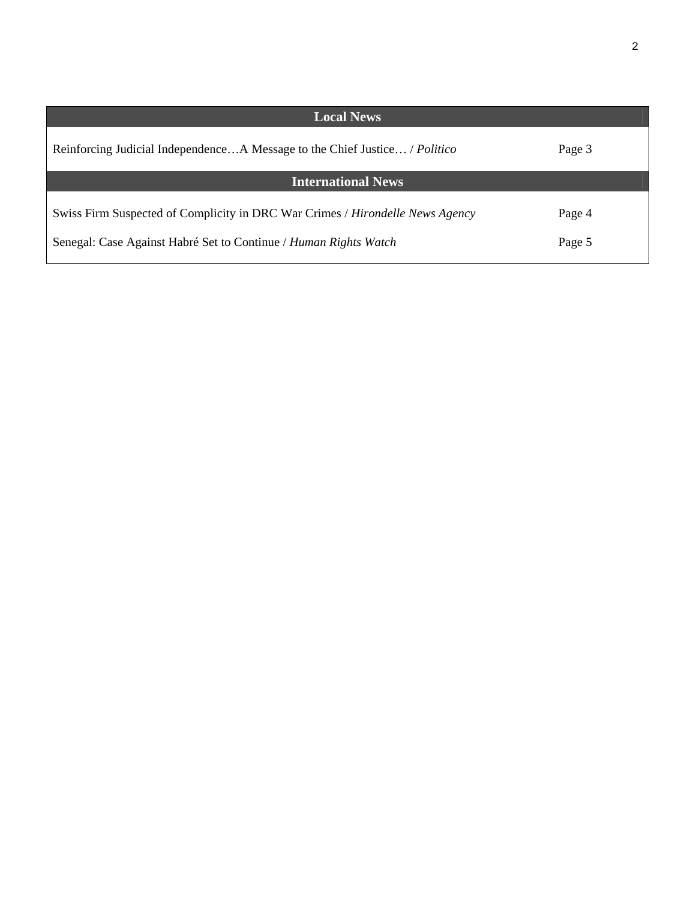## Local News

| | |
|---|---|
| Reinforcing Judicial Independence…A Message to the Chief Justice… / *Politico* | Page 3 |

## International News

| | |
|---|---|
| Swiss Firm Suspected of Complicity in DRC War Crimes / *Hirondelle News Agency* | Page 4 |
| Senegal: Case Against Habré Set to Continue / *Human Rights Watch* | Page 5 |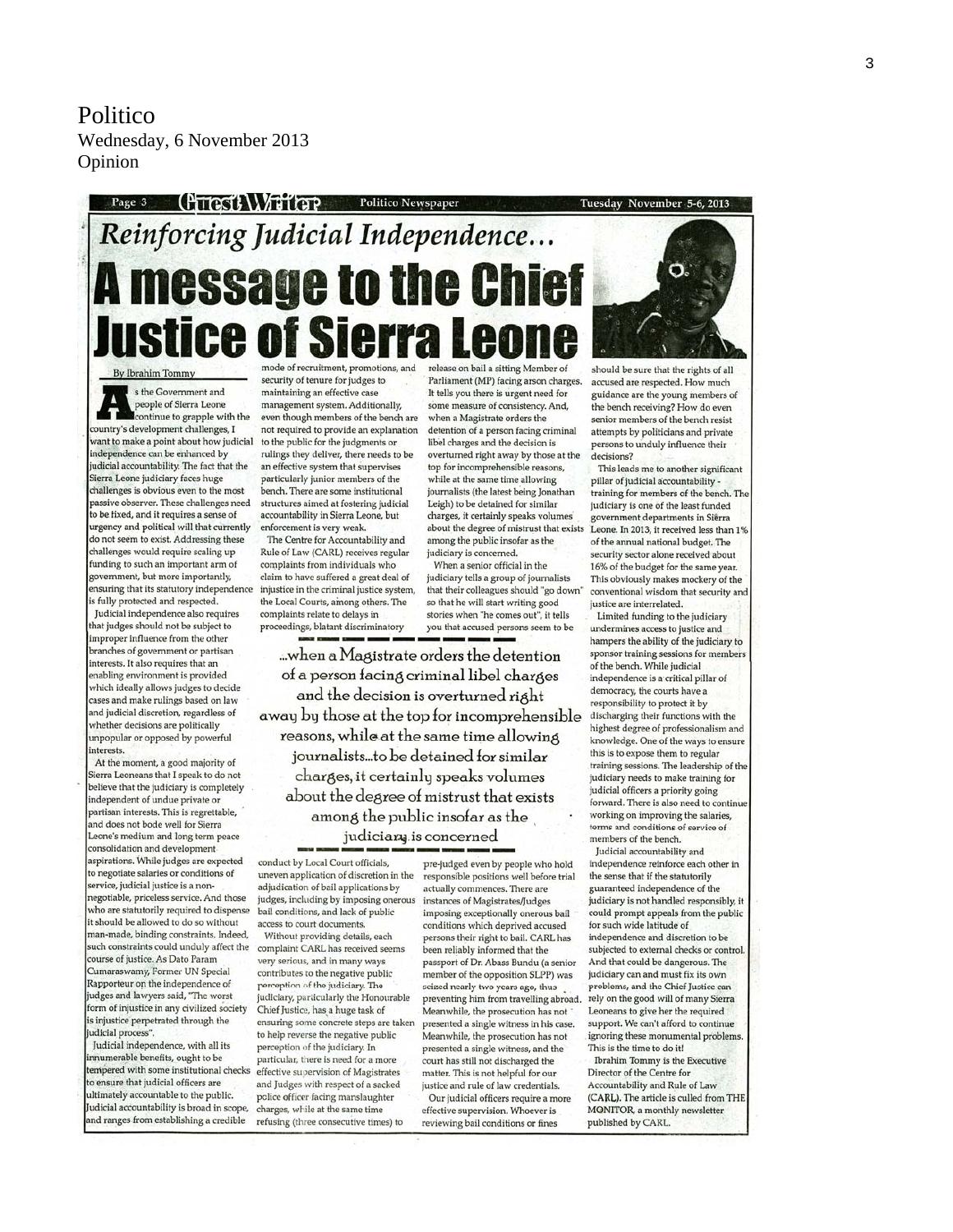# Politico

Wednesday, 6 November 2013

Opinion

Page 3 **Guest Writer** Politico Newspaper Tuesday November 5-6, 2013

## *Reinforcing Judicial Independence...*

# A message to the Chief Justice of Sierra Leone

By Ibrahim Tommy

As the Government and people of Sierra Leone continue to grapple with the country's development challenges, I want to make a point about how judicial independence can be enhanced by judicial accountability. The fact that the Sierra Leone judiciary faces huge challenges is obvious even to the most passive observer. These challenges need to be fixed, and it requires a sense of urgency and political will that currently do not seem to exist. Addressing these challenges would require scaling up funding to such an important arm of government, but more importantly, ensuring that its statutory independence is fully protected and respected.

Judicial independence also requires that judges should not be subject to improper influence from the other branches of government or partisan interests. It also requires that an enabling environment is provided which ideally allows judges to decide cases and make rulings based on law and judicial discretion, regardless of whether decisions are politically unpopular or opposed by powerful interests.

At the moment, a good majority of Sierra Leoneans that I speak to do not believe that the judiciary is completely independent of undue private or partisan interests. This is regrettable, and does not bode well for Sierra Leone's medium and long term peace consolidation and development aspirations. While judges are expected to negotiate salaries or conditions of service, judicial justice is a non-negotiable, priceless service. And those who are statutorily required to dispense it should be allowed to do so without man-made, binding constraints. Indeed, such constraints could unduly affect the course of justice. As Dato Param Cumaraswamy, Former UN Special Rapporteur on the independence of judges and lawyers said, "The worst form of injustice in any civilized society is injustice perpetrated through the judicial process".

Judicial independence, with all its innumerable benefits, ought to be tempered with some institutional checks to ensure that judicial officers are ultimately accountable to the public. Judicial accountability is broad in scope, and ranges from establishing a credible mode of recruitment, promotions, and security of tenure for judges to maintaining an effective case management system. Additionally, even though members of the bench are not required to provide an explanation to the public for the judgments or rulings they deliver, there needs to be an effective system that supervises particularly junior members of the bench. There are some institutional structures aimed at fostering judicial accountability in Sierra Leone, but enforcement is very weak.

The Centre for Accountability and Rule of Law (CARL) receives regular complaints from individuals who claim to have suffered a great deal of injustice in the criminal justice system, the Local Courts, among others. The complaints relate to delays in proceedings, blatant discriminatory conduct by Local Court officials, uneven application of discretion in the adjudication of bail applications by judges, including by imposing onerous bail conditions, and lack of public access to court documents.

Without providing details, each complaint CARL has received seems very serious, and in many ways contributes to the negative public perception of the judiciary. The judiciary, particularly the Honourable Chief Justice, has a huge task of ensuring some concrete steps are taken to help reverse the negative public perception of the judiciary. In particular, there is need for a more effective supervision of Magistrates and Judges with respect of a sacked police officer facing manslaughter charges, while at the same time refusing (three consecutive times) to release on bail a sitting Member of Parliament (MP) facing arson charges. It tells you there is urgent need for some measure of consistency. And, when a Magistrate orders the detention of a person facing criminal libel charges and the decision is overturned right away by those at the top for incomprehensible reasons, while at the same time allowing journalists (the latest being Jonathan Leigh) to be detained for similar charges, it certainly speaks volumes about the degree of mistrust that exists among the public insofar as the judiciary is concerned.

When a senior official in the judiciary tells a group of journalists that their colleagues should "go down" so that he will start writing good stories when "he comes out", it tells you that accused persons seem to be pre-judged even by people who hold responsible positions well before trial actually commences. There are instances of Magistrates/Judges imposing exceptionally onerous bail conditions which deprived accused persons their right to bail. CARL has been reliably informed that the passport of Dr. Abass Bundu (a senior member of the opposition SLPP) was seized nearly two years ago, thus preventing him from travelling abroad. Meanwhile, the prosecution has not presented a single witness in his case. Meanwhile, the prosecution has not presented a single witness, and the court has still not discharged the matter. This is not helpful for our justice and rule of law credentials.

> ...when a Magistrate orders the detention of a person facing criminal libel charges and the decision is overturned right away by those at the top for incomprehensible reasons, while at the same time allowing journalists...to be detained for similar charges, it certainly speaks volumes about the degree of mistrust that exists among the public insofar as the judiciary is concerned

Our judicial officers require a more effective supervision. Whoever is reviewing bail conditions or fines should be sure that the rights of all accused are respected. How much guidance are the young members of the bench receiving? How do even senior members of the bench resist attempts by politicians and private persons to unduly influence their decisions?

This leads me to another significant pillar of judicial accountability - training for members of the bench. The judiciary is one of the least funded government departments in Sierra Leone. In 2013, it received less than 1% of the annual national budget. The security sector alone received about 16% of the budget for the same year. This obviously makes mockery of the conventional wisdom that security and justice are interrelated.

Limited funding to the judiciary undermines access to justice and hampers the ability of the judiciary to sponsor training sessions for members of the bench. While judicial independence is a critical pillar of democracy, the courts have a responsibility to protect it by discharging their functions with the highest degree of professionalism and knowledge. One of the ways to ensure this is to expose them to regular training sessions. The leadership of the judiciary needs to make training for judicial officers a priority going forward. There is also need to continue working on improving the salaries, terms and conditions of service of members of the bench.

Judicial accountability and independence reinforce each other in the sense that if the statutorily guaranteed independence of the judiciary is not handled responsibly, it could prompt appeals from the public for such wide latitude of independence and discretion to be subjected to external checks or control. And that could be dangerous. The judiciary can and must fix its own problems, and the Chief Justice can rely on the good will of many Sierra Leoneans to give her the required support. We can't afford to continue ignoring these monumental problems. This is the time to do it!

*Ibrahim Tommy is the Executive Director of the Centre for Accountability and Rule of Law (CARL). The article is culled from THE MONITOR, a monthly newsletter published by CARL.*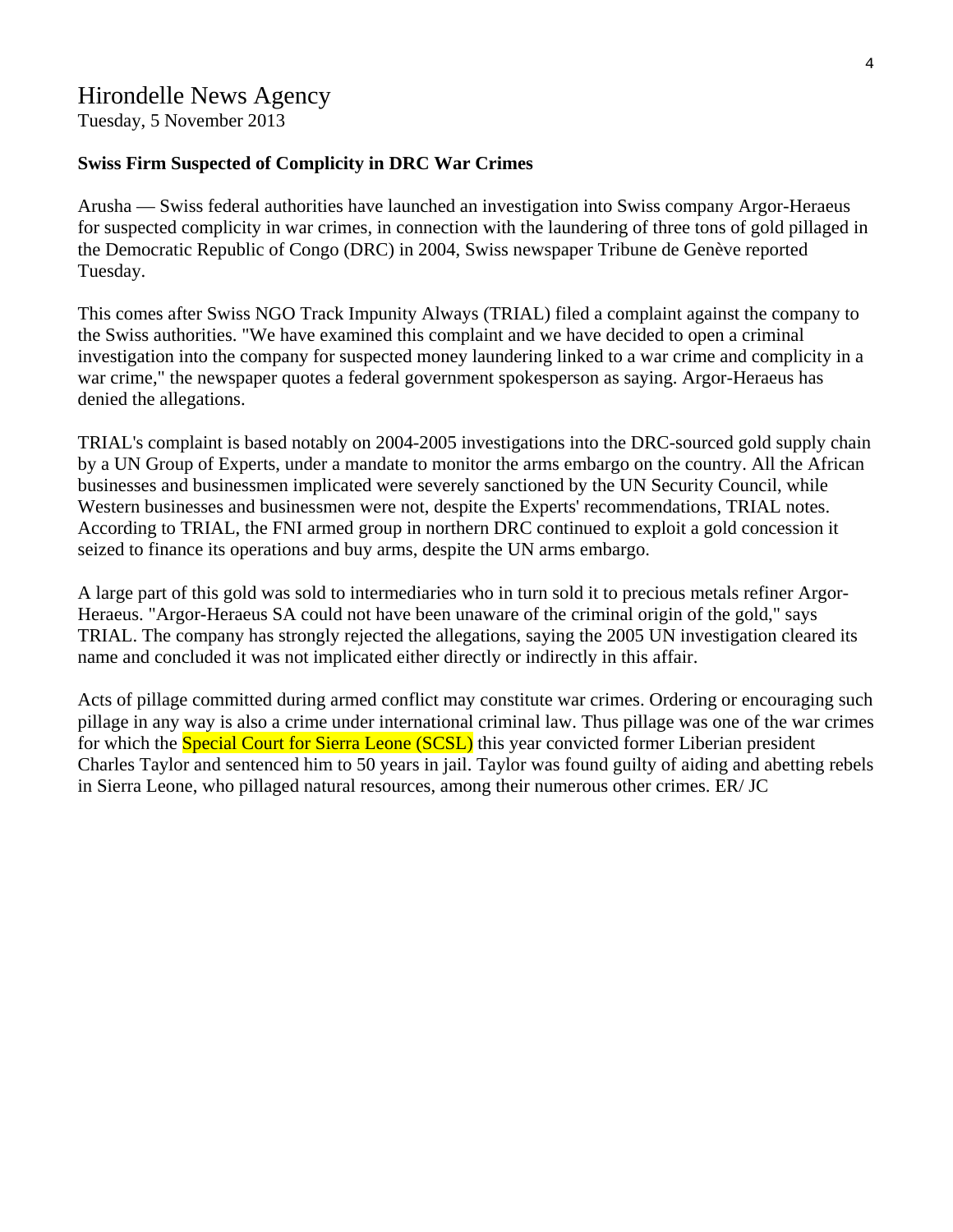# Hirondelle News Agency

Tuesday, 5 November 2013

**Swiss Firm Suspected of Complicity in DRC War Crimes**

Arusha — Swiss federal authorities have launched an investigation into Swiss company Argor-Heraeus for suspected complicity in war crimes, in connection with the laundering of three tons of gold pillaged in the Democratic Republic of Congo (DRC) in 2004, Swiss newspaper Tribune de Genève reported Tuesday.

This comes after Swiss NGO Track Impunity Always (TRIAL) filed a complaint against the company to the Swiss authorities. "We have examined this complaint and we have decided to open a criminal investigation into the company for suspected money laundering linked to a war crime and complicity in a war crime," the newspaper quotes a federal government spokesperson as saying. Argor-Heraeus has denied the allegations.

TRIAL's complaint is based notably on 2004-2005 investigations into the DRC-sourced gold supply chain by a UN Group of Experts, under a mandate to monitor the arms embargo on the country. All the African businesses and businessmen implicated were severely sanctioned by the UN Security Council, while Western businesses and businessmen were not, despite the Experts' recommendations, TRIAL notes. According to TRIAL, the FNI armed group in northern DRC continued to exploit a gold concession it seized to finance its operations and buy arms, despite the UN arms embargo.

A large part of this gold was sold to intermediaries who in turn sold it to precious metals refiner Argor-Heraeus. "Argor-Heraeus SA could not have been unaware of the criminal origin of the gold," says TRIAL. The company has strongly rejected the allegations, saying the 2005 UN investigation cleared its name and concluded it was not implicated either directly or indirectly in this affair.

Acts of pillage committed during armed conflict may constitute war crimes. Ordering or encouraging such pillage in any way is also a crime under international criminal law. Thus pillage was one of the war crimes for which the Special Court for Sierra Leone (SCSL) this year convicted former Liberian president Charles Taylor and sentenced him to 50 years in jail. Taylor was found guilty of aiding and abetting rebels in Sierra Leone, who pillaged natural resources, among their numerous other crimes. ER/ JC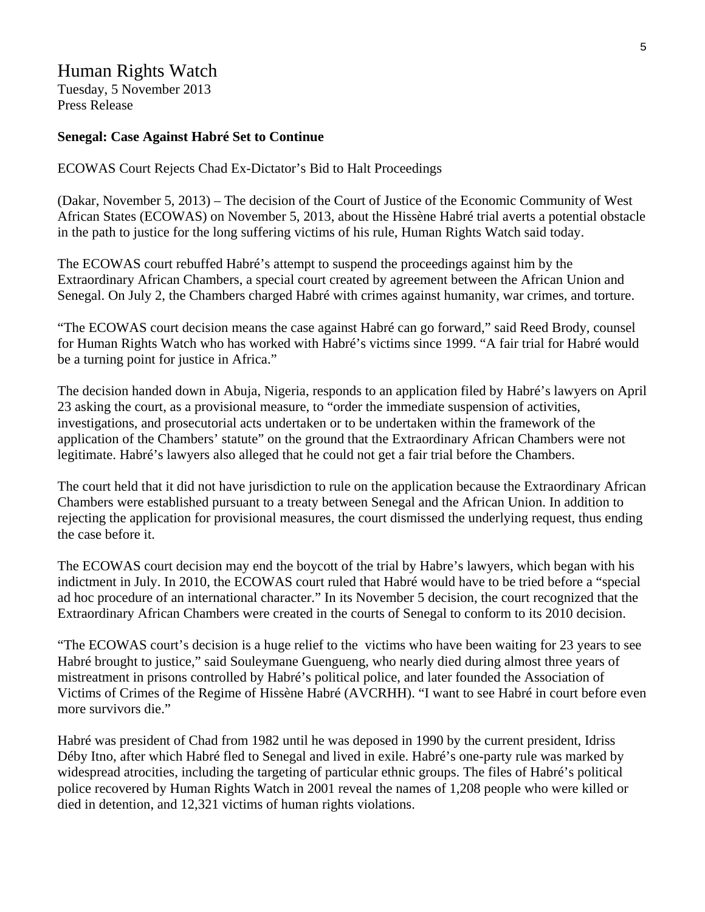# Human Rights Watch

Tuesday, 5 November 2013
Press Release

**Senegal: Case Against Habré Set to Continue**

ECOWAS Court Rejects Chad Ex-Dictator's Bid to Halt Proceedings

(Dakar, November 5, 2013) – The decision of the Court of Justice of the Economic Community of West African States (ECOWAS) on November 5, 2013, about the Hissène Habré trial averts a potential obstacle in the path to justice for the long suffering victims of his rule, Human Rights Watch said today.

The ECOWAS court rebuffed Habré's attempt to suspend the proceedings against him by the Extraordinary African Chambers, a special court created by agreement between the African Union and Senegal. On July 2, the Chambers charged Habré with crimes against humanity, war crimes, and torture.

"The ECOWAS court decision means the case against Habré can go forward," said Reed Brody, counsel for Human Rights Watch who has worked with Habré's victims since 1999. "A fair trial for Habré would be a turning point for justice in Africa."

The decision handed down in Abuja, Nigeria, responds to an application filed by Habré's lawyers on April 23 asking the court, as a provisional measure, to "order the immediate suspension of activities, investigations, and prosecutorial acts undertaken or to be undertaken within the framework of the application of the Chambers' statute" on the ground that the Extraordinary African Chambers were not legitimate. Habré's lawyers also alleged that he could not get a fair trial before the Chambers.

The court held that it did not have jurisdiction to rule on the application because the Extraordinary African Chambers were established pursuant to a treaty between Senegal and the African Union. In addition to rejecting the application for provisional measures, the court dismissed the underlying request, thus ending the case before it.

The ECOWAS court decision may end the boycott of the trial by Habre's lawyers, which began with his indictment in July. In 2010, the ECOWAS court ruled that Habré would have to be tried before a "special ad hoc procedure of an international character." In its November 5 decision, the court recognized that the Extraordinary African Chambers were created in the courts of Senegal to conform to its 2010 decision.

"The ECOWAS court's decision is a huge relief to the victims who have been waiting for 23 years to see Habré brought to justice," said Souleymane Guengueng, who nearly died during almost three years of mistreatment in prisons controlled by Habré's political police, and later founded the Association of Victims of Crimes of the Regime of Hissène Habré (AVCRHH). "I want to see Habré in court before even more survivors die."

Habré was president of Chad from 1982 until he was deposed in 1990 by the current president, Idriss Déby Itno, after which Habré fled to Senegal and lived in exile. Habré's one-party rule was marked by widespread atrocities, including the targeting of particular ethnic groups. The files of Habré's political police recovered by Human Rights Watch in 2001 reveal the names of 1,208 people who were killed or died in detention, and 12,321 victims of human rights violations.